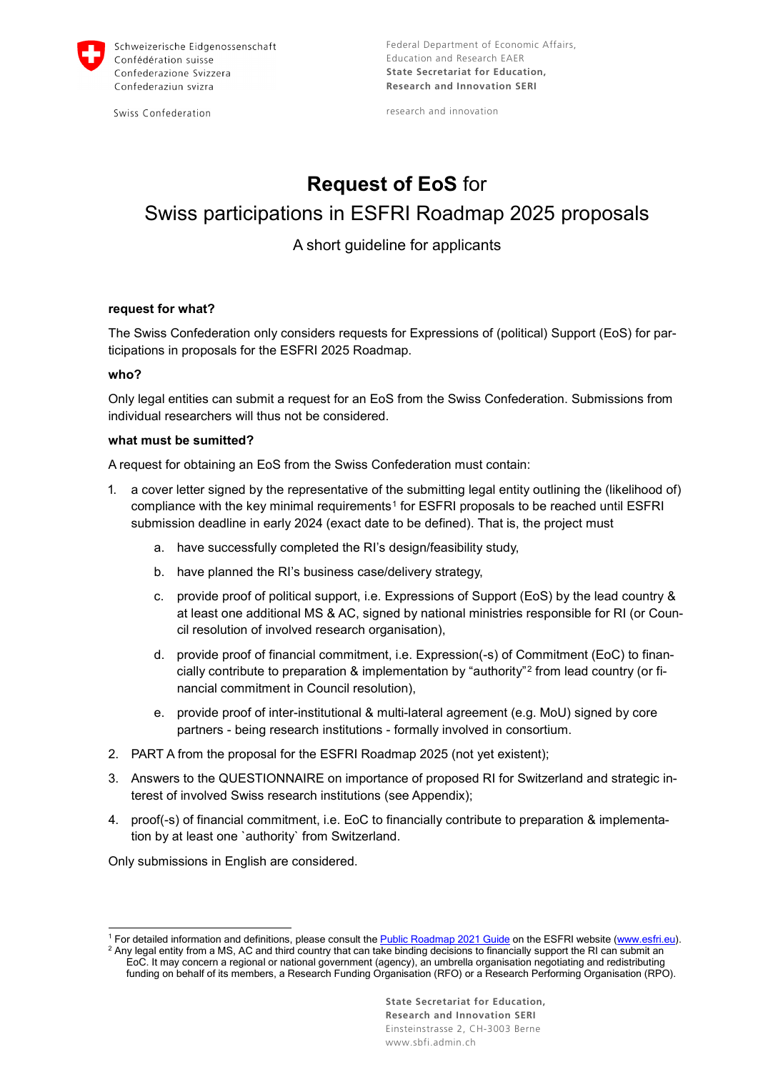Schweizerische Eidgenossenschaft
Confédération suisse
Confederazione Svizzera
Confederaziun svizra

Swiss Confederation

Federal Department of Economic Affairs, Education and Research EAER
**State Secretariat for Education, Research and Innovation SERI**

research and innovation

# **Request of EoS** for Swiss participations in ESFRI Roadmap 2025 proposals

A short guideline for applicants

**request for what?**

The Swiss Confederation only considers requests for Expressions of (political) Support (EoS) for participations in proposals for the ESFRI 2025 Roadmap.

**who?**

Only legal entities can submit a request for an EoS from the Swiss Confederation. Submissions from individual researchers will thus not be considered.

**what must be sumitted?**

A request for obtaining an EoS from the Swiss Confederation must contain:

1. a cover letter signed by the representative of the submitting legal entity outlining the (likelihood of) compliance with the key minimal requirements[1] for ESFRI proposals to be reached until ESFRI submission deadline in early 2024 (exact date to be defined). That is, the project must
   a. have successfully completed the RI's design/feasibility study,
   b. have planned the RI's business case/delivery strategy,
   c. provide proof of political support, i.e. Expressions of Support (EoS) by the lead country & at least one additional MS & AC, signed by national ministries responsible for RI (or Council resolution of involved research organisation),
   d. provide proof of financial commitment, i.e. Expression(-s) of Commitment (EoC) to financially contribute to preparation & implementation by "authority"[2] from lead country (or financial commitment in Council resolution),
   e. provide proof of inter-institutional & multi-lateral agreement (e.g. MoU) signed by core partners - being research institutions - formally involved in consortium.
2. PART A from the proposal for the ESFRI Roadmap 2025 (not yet existent);
3. Answers to the QUESTIONNAIRE on importance of proposed RI for Switzerland and strategic interest of involved Swiss research institutions (see Appendix);
4. proof(-s) of financial commitment, i.e. EoC to financially contribute to preparation & implementation by at least one `authority` from Switzerland.

Only submissions in English are considered.

---

[1] For detailed information and definitions, please consult the Public Roadmap 2021 Guide on the ESFRI website (www.esfri.eu).
[2] Any legal entity from a MS, AC and third country that can take binding decisions to financially support the RI can submit an EoC. It may concern a regional or national government (agency), an umbrella organisation negotiating and redistributing funding on behalf of its members, a Research Funding Organisation (RFO) or a Research Performing Organisation (RPO).

**State Secretariat for Education, Research and Innovation SERI**
Einsteinstrasse 2, CH-3003 Berne
www.sbfi.admin.ch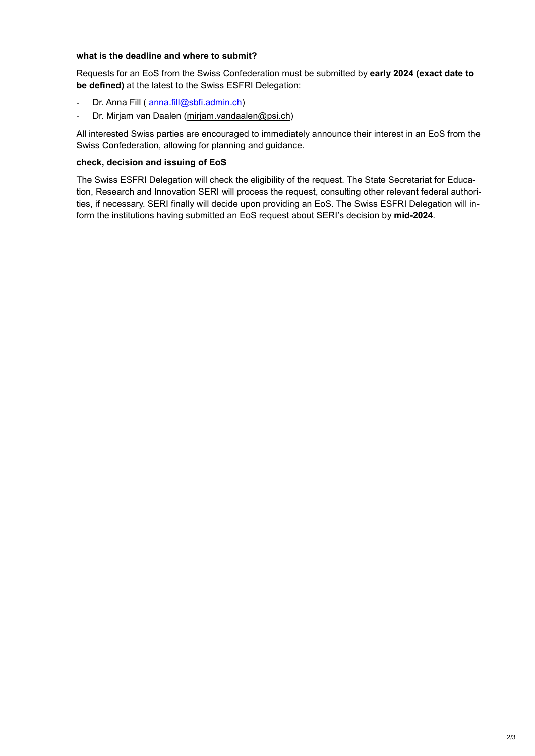**what is the deadline and where to submit?**

Requests for an EoS from the Swiss Confederation must be submitted by **early 2024 (exact date to be defined)** at the latest to the Swiss ESFRI Delegation:

- Dr. Anna Fill ( anna.fill@sbfi.admin.ch)
- Dr. Mirjam van Daalen (mirjam.vandaalen@psi.ch)

All interested Swiss parties are encouraged to immediately announce their interest in an EoS from the Swiss Confederation, allowing for planning and guidance.

**check, decision and issuing of EoS**

The Swiss ESFRI Delegation will check the eligibility of the request. The State Secretariat for Education, Research and Innovation SERI will process the request, consulting other relevant federal authorities, if necessary. SERI finally will decide upon providing an EoS. The Swiss ESFRI Delegation will inform the institutions having submitted an EoS request about SERI's decision by **mid-2024**.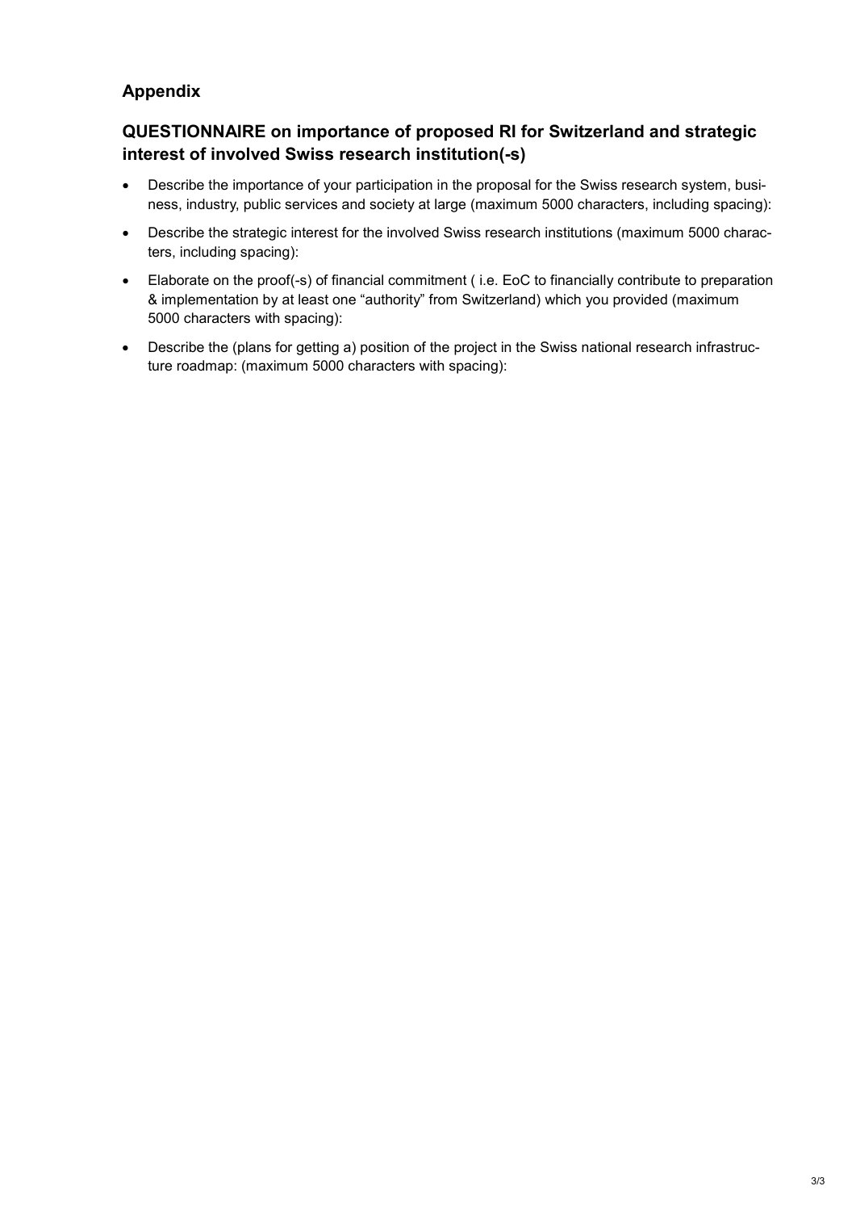## Appendix

## QUESTIONNAIRE on importance of proposed RI for Switzerland and strategic interest of involved Swiss research institution(-s)

- Describe the importance of your participation in the proposal for the Swiss research system, business, industry, public services and society at large (maximum 5000 characters, including spacing):
- Describe the strategic interest for the involved Swiss research institutions (maximum 5000 characters, including spacing):
- Elaborate on the proof(-s) of financial commitment ( i.e. EoC to financially contribute to preparation & implementation by at least one "authority" from Switzerland) which you provided (maximum 5000 characters with spacing):
- Describe the (plans for getting a) position of the project in the Swiss national research infrastructure roadmap: (maximum 5000 characters with spacing):